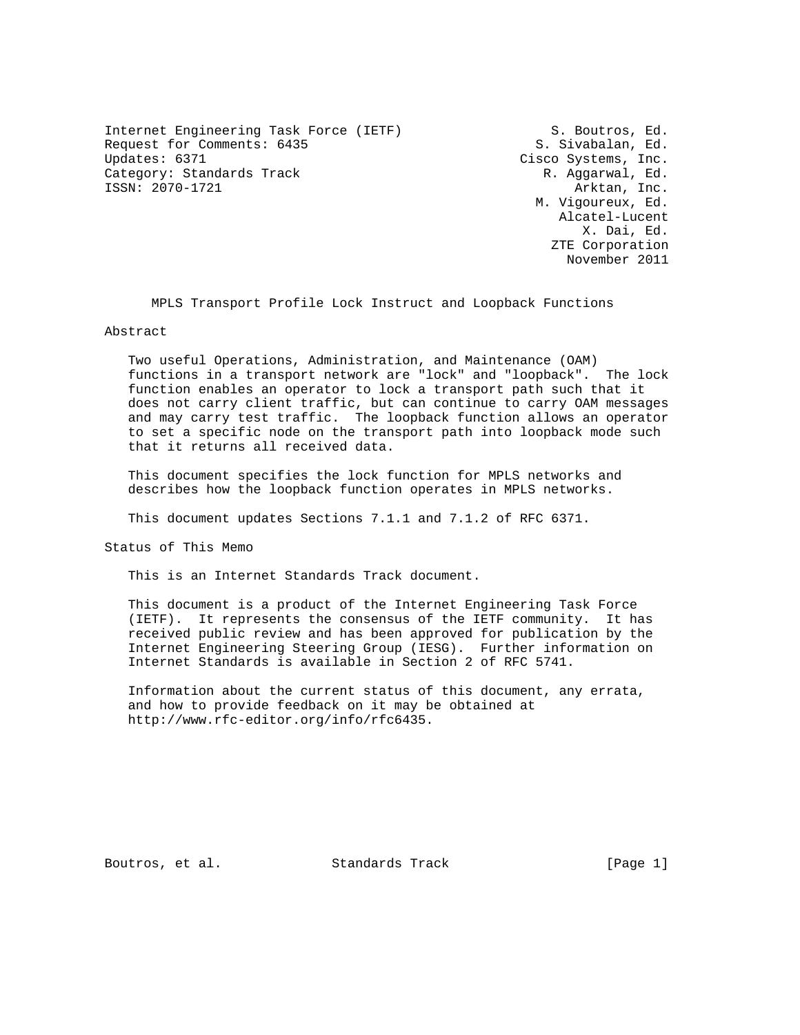Internet Engineering Task Force (IETF) S. Boutros, Ed.
Request for Comments: 6435 S. Sivabalan, Ed.
Updates: 6371 Cisco Systems, Inc.
Category: Standards Track R. Aggarwal, Ed.
ISSN: 2070-1721 Arktan, Inc.
M. Vigoureux, Ed.
Alcatel-Lucent
X. Dai, Ed.
ZTE Corporation
November 2011

# MPLS Transport Profile Lock Instruct and Loopback Functions

## Abstract

Two useful Operations, Administration, and Maintenance (OAM) functions in a transport network are "lock" and "loopback". The lock function enables an operator to lock a transport path such that it does not carry client traffic, but can continue to carry OAM messages and may carry test traffic. The loopback function allows an operator to set a specific node on the transport path into loopback mode such that it returns all received data.

This document specifies the lock function for MPLS networks and describes how the loopback function operates in MPLS networks.

This document updates Sections 7.1.1 and 7.1.2 of RFC 6371.

## Status of This Memo

This is an Internet Standards Track document.

This document is a product of the Internet Engineering Task Force (IETF). It represents the consensus of the IETF community. It has received public review and has been approved for publication by the Internet Engineering Steering Group (IESG). Further information on Internet Standards is available in Section 2 of RFC 5741.

Information about the current status of this document, any errata, and how to provide feedback on it may be obtained at http://www.rfc-editor.org/info/rfc6435.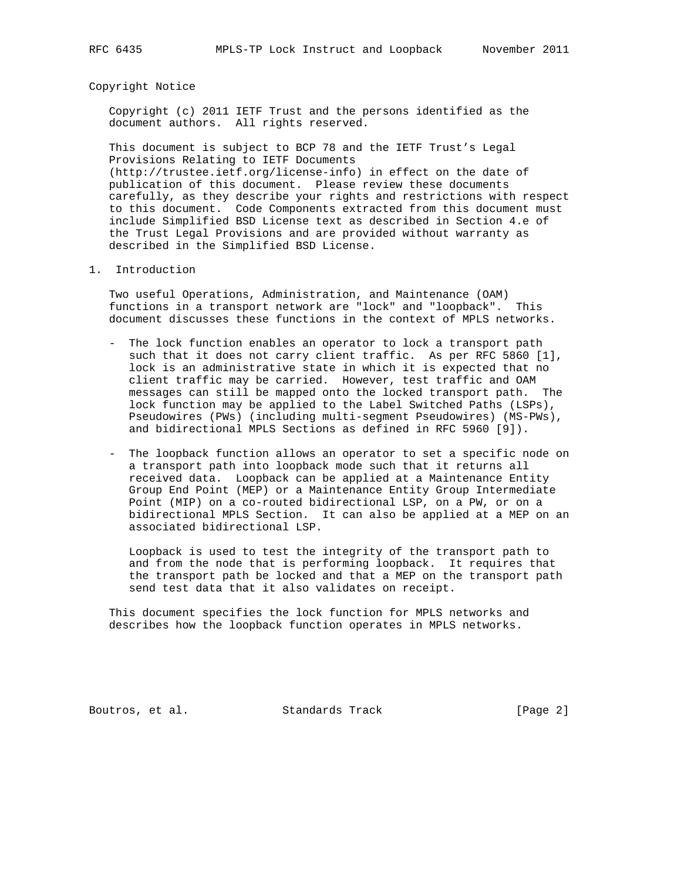Copyright Notice

Copyright (c) 2011 IETF Trust and the persons identified as the document authors. All rights reserved.

This document is subject to BCP 78 and the IETF Trust's Legal Provisions Relating to IETF Documents (http://trustee.ietf.org/license-info) in effect on the date of publication of this document. Please review these documents carefully, as they describe your rights and restrictions with respect to this document. Code Components extracted from this document must include Simplified BSD License text as described in Section 4.e of the Trust Legal Provisions and are provided without warranty as described in the Simplified BSD License.

# 1. Introduction

Two useful Operations, Administration, and Maintenance (OAM) functions in a transport network are "lock" and "loopback". This document discusses these functions in the context of MPLS networks.

- The lock function enables an operator to lock a transport path such that it does not carry client traffic. As per RFC 5860 [1], lock is an administrative state in which it is expected that no client traffic may be carried. However, test traffic and OAM messages can still be mapped onto the locked transport path. The lock function may be applied to the Label Switched Paths (LSPs), Pseudowires (PWs) (including multi-segment Pseudowires) (MS-PWs), and bidirectional MPLS Sections as defined in RFC 5960 [9]).

- The loopback function allows an operator to set a specific node on a transport path into loopback mode such that it returns all received data. Loopback can be applied at a Maintenance Entity Group End Point (MEP) or a Maintenance Entity Group Intermediate Point (MIP) on a co-routed bidirectional LSP, on a PW, or on a bidirectional MPLS Section. It can also be applied at a MEP on an associated bidirectional LSP.

  Loopback is used to test the integrity of the transport path to and from the node that is performing loopback. It requires that the transport path be locked and that a MEP on the transport path send test data that it also validates on receipt.

This document specifies the lock function for MPLS networks and describes how the loopback function operates in MPLS networks.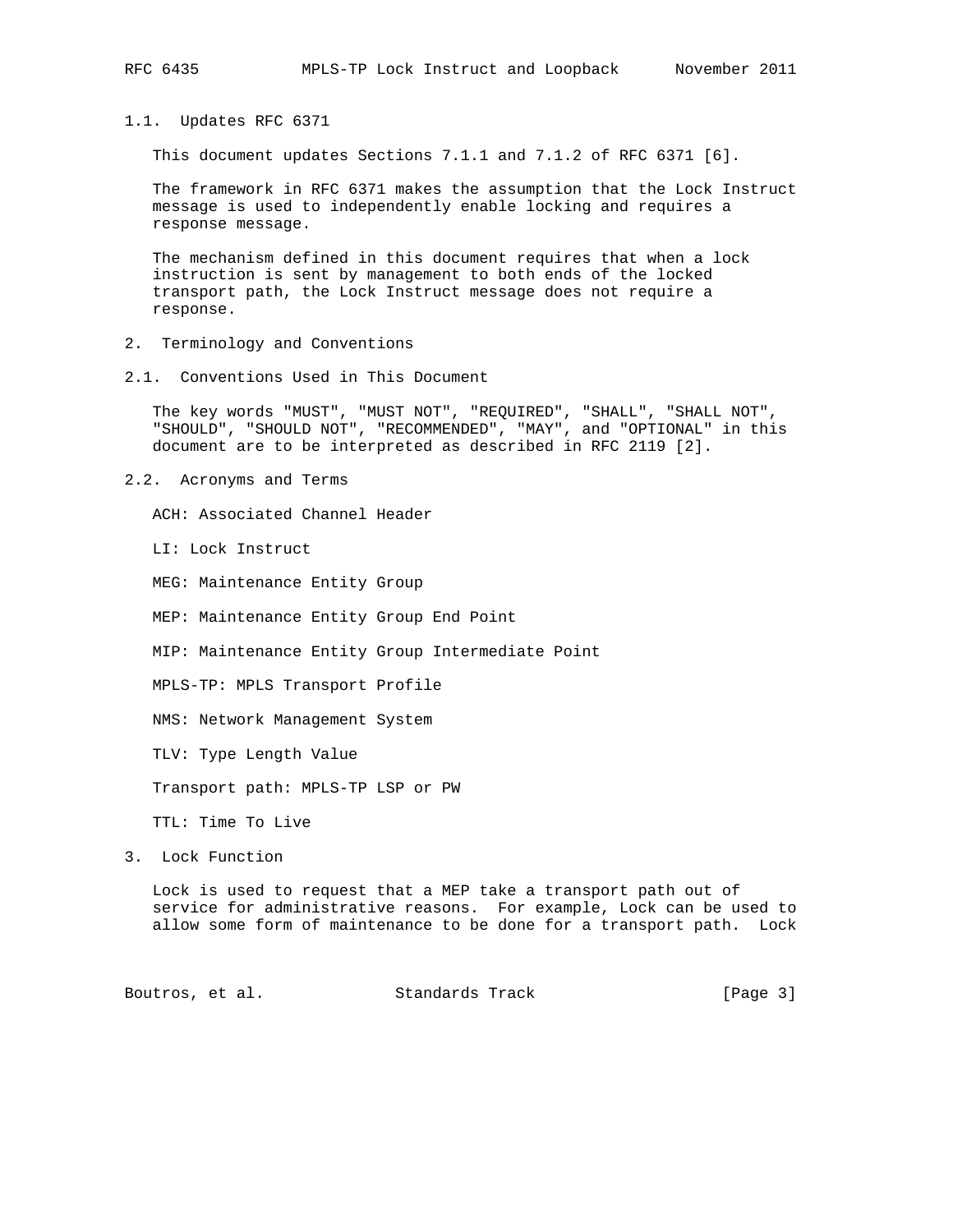## 1.1. Updates RFC 6371

This document updates Sections 7.1.1 and 7.1.2 of RFC 6371 [6].

The framework in RFC 6371 makes the assumption that the Lock Instruct message is used to independently enable locking and requires a response message.

The mechanism defined in this document requires that when a lock instruction is sent by management to both ends of the locked transport path, the Lock Instruct message does not require a response.

# 2. Terminology and Conventions

## 2.1. Conventions Used in This Document

The key words "MUST", "MUST NOT", "REQUIRED", "SHALL", "SHALL NOT", "SHOULD", "SHOULD NOT", "RECOMMENDED", "MAY", and "OPTIONAL" in this document are to be interpreted as described in RFC 2119 [2].

## 2.2. Acronyms and Terms

ACH: Associated Channel Header

LI: Lock Instruct

MEG: Maintenance Entity Group

MEP: Maintenance Entity Group End Point

MIP: Maintenance Entity Group Intermediate Point

MPLS-TP: MPLS Transport Profile

NMS: Network Management System

TLV: Type Length Value

Transport path: MPLS-TP LSP or PW

TTL: Time To Live

# 3. Lock Function

Lock is used to request that a MEP take a transport path out of service for administrative reasons. For example, Lock can be used to allow some form of maintenance to be done for a transport path. Lock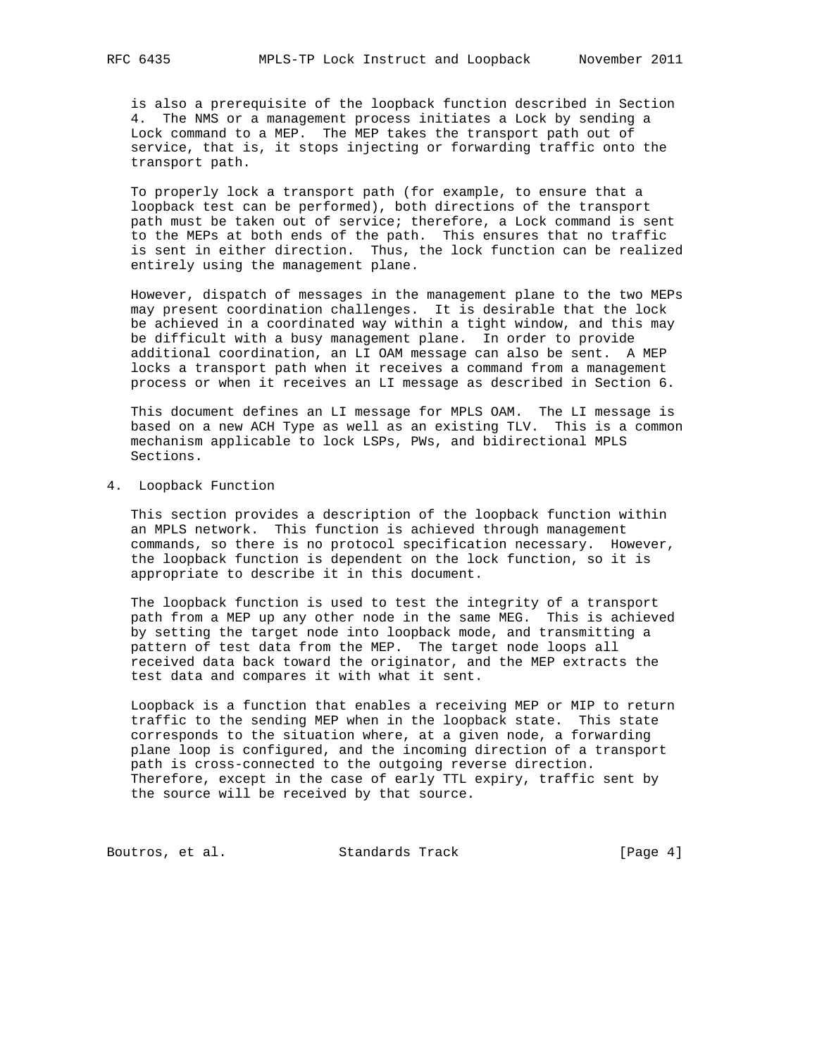is also a prerequisite of the loopback function described in Section 4. The NMS or a management process initiates a Lock by sending a Lock command to a MEP. The MEP takes the transport path out of service, that is, it stops injecting or forwarding traffic onto the transport path.

To properly lock a transport path (for example, to ensure that a loopback test can be performed), both directions of the transport path must be taken out of service; therefore, a Lock command is sent to the MEPs at both ends of the path. This ensures that no traffic is sent in either direction. Thus, the lock function can be realized entirely using the management plane.

However, dispatch of messages in the management plane to the two MEPs may present coordination challenges. It is desirable that the lock be achieved in a coordinated way within a tight window, and this may be difficult with a busy management plane. In order to provide additional coordination, an LI OAM message can also be sent. A MEP locks a transport path when it receives a command from a management process or when it receives an LI message as described in Section 6.

This document defines an LI message for MPLS OAM. The LI message is based on a new ACH Type as well as an existing TLV. This is a common mechanism applicable to lock LSPs, PWs, and bidirectional MPLS Sections.

## 4. Loopback Function

This section provides a description of the loopback function within an MPLS network. This function is achieved through management commands, so there is no protocol specification necessary. However, the loopback function is dependent on the lock function, so it is appropriate to describe it in this document.

The loopback function is used to test the integrity of a transport path from a MEP up any other node in the same MEG. This is achieved by setting the target node into loopback mode, and transmitting a pattern of test data from the MEP. The target node loops all received data back toward the originator, and the MEP extracts the test data and compares it with what it sent.

Loopback is a function that enables a receiving MEP or MIP to return traffic to the sending MEP when in the loopback state. This state corresponds to the situation where, at a given node, a forwarding plane loop is configured, and the incoming direction of a transport path is cross-connected to the outgoing reverse direction. Therefore, except in the case of early TTL expiry, traffic sent by the source will be received by that source.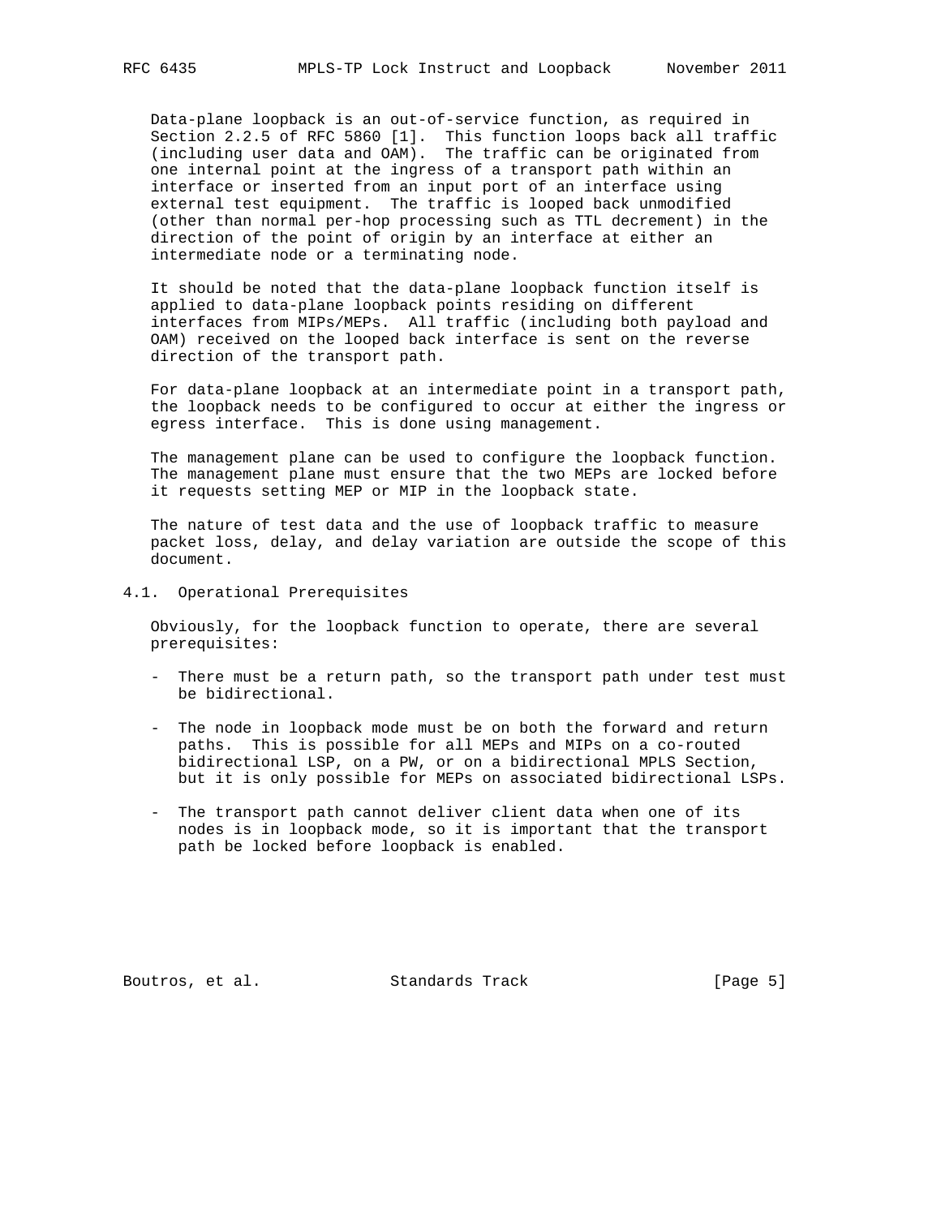Data-plane loopback is an out-of-service function, as required in Section 2.2.5 of RFC 5860 [1]. This function loops back all traffic (including user data and OAM). The traffic can be originated from one internal point at the ingress of a transport path within an interface or inserted from an input port of an interface using external test equipment. The traffic is looped back unmodified (other than normal per-hop processing such as TTL decrement) in the direction of the point of origin by an interface at either an intermediate node or a terminating node.

It should be noted that the data-plane loopback function itself is applied to data-plane loopback points residing on different interfaces from MIPs/MEPs. All traffic (including both payload and OAM) received on the looped back interface is sent on the reverse direction of the transport path.

For data-plane loopback at an intermediate point in a transport path, the loopback needs to be configured to occur at either the ingress or egress interface. This is done using management.

The management plane can be used to configure the loopback function. The management plane must ensure that the two MEPs are locked before it requests setting MEP or MIP in the loopback state.

The nature of test data and the use of loopback traffic to measure packet loss, delay, and delay variation are outside the scope of this document.

## 4.1. Operational Prerequisites

Obviously, for the loopback function to operate, there are several prerequisites:

- There must be a return path, so the transport path under test must be bidirectional.

- The node in loopback mode must be on both the forward and return paths. This is possible for all MEPs and MIPs on a co-routed bidirectional LSP, on a PW, or on a bidirectional MPLS Section, but it is only possible for MEPs on associated bidirectional LSPs.

- The transport path cannot deliver client data when one of its nodes is in loopback mode, so it is important that the transport path be locked before loopback is enabled.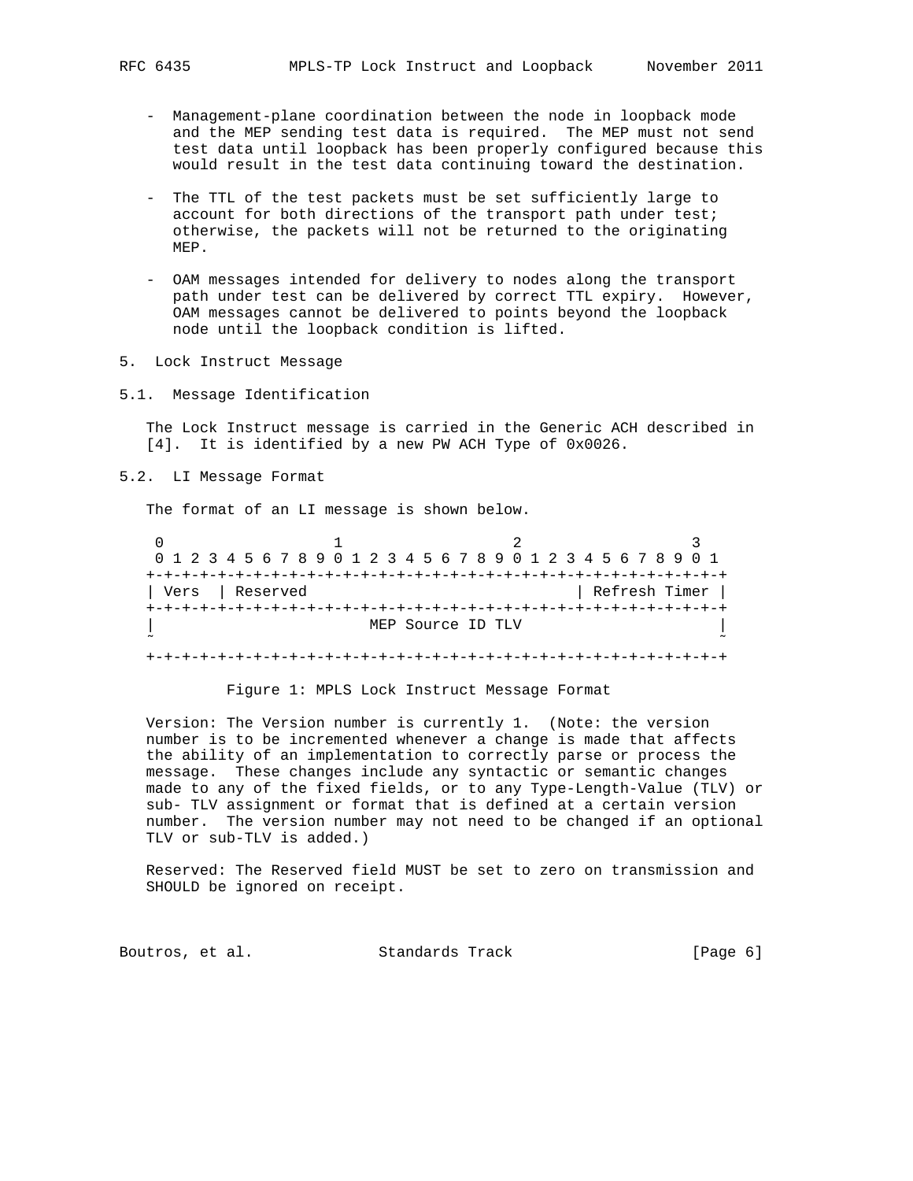- Management-plane coordination between the node in loopback mode and the MEP sending test data is required. The MEP must not send test data until loopback has been properly configured because this would result in the test data continuing toward the destination.

- The TTL of the test packets must be set sufficiently large to account for both directions of the transport path under test; otherwise, the packets will not be returned to the originating MEP.

- OAM messages intended for delivery to nodes along the transport path under test can be delivered by correct TTL expiry. However, OAM messages cannot be delivered to points beyond the loopback node until the loopback condition is lifted.

## 5. Lock Instruct Message

### 5.1. Message Identification

The Lock Instruct message is carried in the Generic ACH described in [4]. It is identified by a new PW ACH Type of 0x0026.

### 5.2. LI Message Format

The format of an LI message is shown below.

```
 0                   1                   2                   3
 0 1 2 3 4 5 6 7 8 9 0 1 2 3 4 5 6 7 8 9 0 1 2 3 4 5 6 7 8 9 0 1
+-+-+-+-+-+-+-+-+-+-+-+-+-+-+-+-+-+-+-+-+-+-+-+-+-+-+-+-+-+-+-+-+
| Vers  | Reserved                              | Refresh Timer |
+-+-+-+-+-+-+-+-+-+-+-+-+-+-+-+-+-+-+-+-+-+-+-+-+-+-+-+-+-+-+-+-+
|                        MEP Source ID TLV                      |
~                                                               ~
+-+-+-+-+-+-+-+-+-+-+-+-+-+-+-+-+-+-+-+-+-+-+-+-+-+-+-+-+-+-+-+-+
```

Figure 1: MPLS Lock Instruct Message Format

Version: The Version number is currently 1. (Note: the version number is to be incremented whenever a change is made that affects the ability of an implementation to correctly parse or process the message. These changes include any syntactic or semantic changes made to any of the fixed fields, or to any Type-Length-Value (TLV) or sub- TLV assignment or format that is defined at a certain version number. The version number may not need to be changed if an optional TLV or sub-TLV is added.)

Reserved: The Reserved field MUST be set to zero on transmission and SHOULD be ignored on receipt.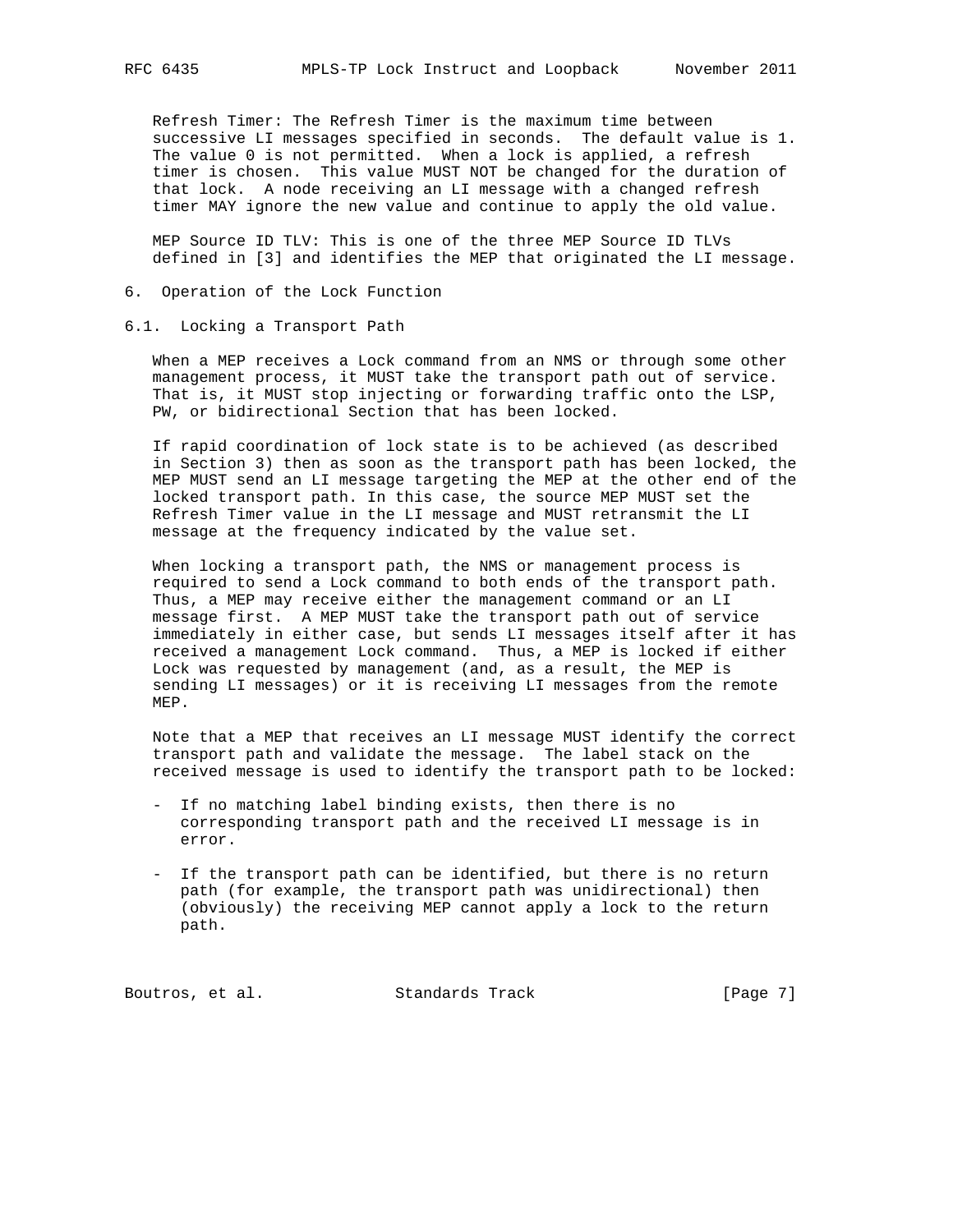Refresh Timer: The Refresh Timer is the maximum time between successive LI messages specified in seconds. The default value is 1. The value 0 is not permitted. When a lock is applied, a refresh timer is chosen. This value MUST NOT be changed for the duration of that lock. A node receiving an LI message with a changed refresh timer MAY ignore the new value and continue to apply the old value.

MEP Source ID TLV: This is one of the three MEP Source ID TLVs defined in [3] and identifies the MEP that originated the LI message.

## 6. Operation of the Lock Function

### 6.1. Locking a Transport Path

When a MEP receives a Lock command from an NMS or through some other management process, it MUST take the transport path out of service. That is, it MUST stop injecting or forwarding traffic onto the LSP, PW, or bidirectional Section that has been locked.

If rapid coordination of lock state is to be achieved (as described in Section 3) then as soon as the transport path has been locked, the MEP MUST send an LI message targeting the MEP at the other end of the locked transport path. In this case, the source MEP MUST set the Refresh Timer value in the LI message and MUST retransmit the LI message at the frequency indicated by the value set.

When locking a transport path, the NMS or management process is required to send a Lock command to both ends of the transport path. Thus, a MEP may receive either the management command or an LI message first. A MEP MUST take the transport path out of service immediately in either case, but sends LI messages itself after it has received a management Lock command. Thus, a MEP is locked if either Lock was requested by management (and, as a result, the MEP is sending LI messages) or it is receiving LI messages from the remote MEP.

Note that a MEP that receives an LI message MUST identify the correct transport path and validate the message. The label stack on the received message is used to identify the transport path to be locked:

- If no matching label binding exists, then there is no corresponding transport path and the received LI message is in error.

- If the transport path can be identified, but there is no return path (for example, the transport path was unidirectional) then (obviously) the receiving MEP cannot apply a lock to the return path.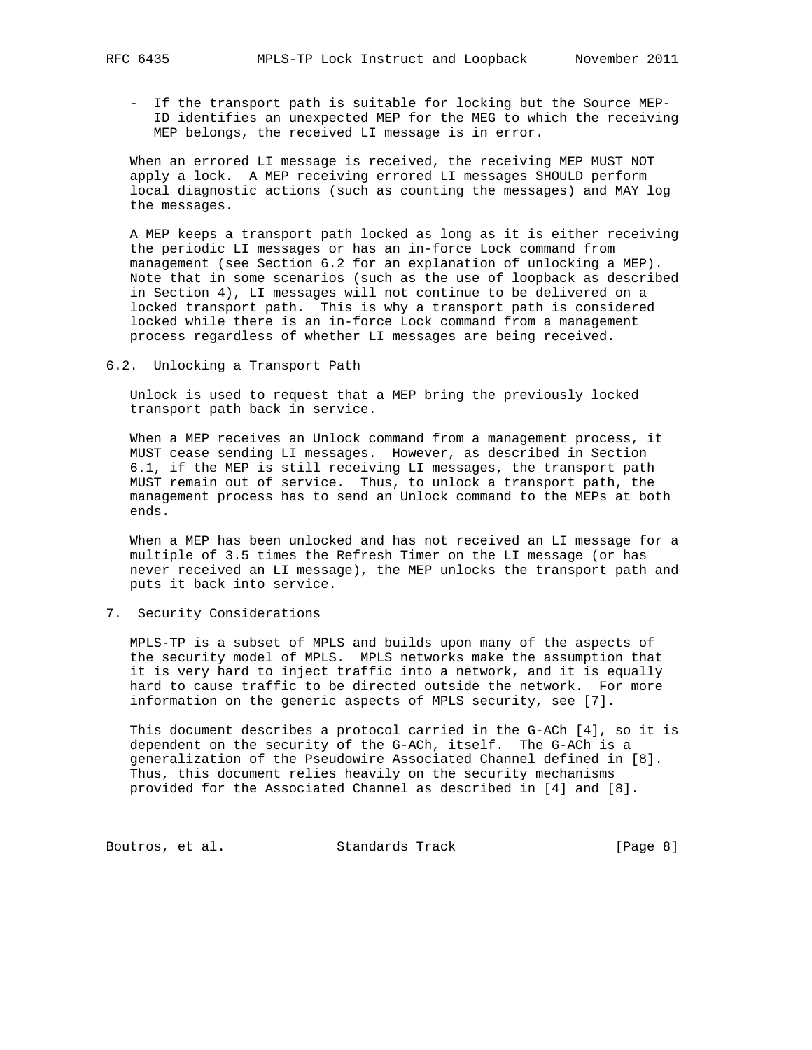- If the transport path is suitable for locking but the Source MEP-ID identifies an unexpected MEP for the MEG to which the receiving MEP belongs, the received LI message is in error.

When an errored LI message is received, the receiving MEP MUST NOT apply a lock. A MEP receiving errored LI messages SHOULD perform local diagnostic actions (such as counting the messages) and MAY log the messages.

A MEP keeps a transport path locked as long as it is either receiving the periodic LI messages or has an in-force Lock command from management (see Section 6.2 for an explanation of unlocking a MEP). Note that in some scenarios (such as the use of loopback as described in Section 4), LI messages will not continue to be delivered on a locked transport path. This is why a transport path is considered locked while there is an in-force Lock command from a management process regardless of whether LI messages are being received.

## 6.2. Unlocking a Transport Path

Unlock is used to request that a MEP bring the previously locked transport path back in service.

When a MEP receives an Unlock command from a management process, it MUST cease sending LI messages. However, as described in Section 6.1, if the MEP is still receiving LI messages, the transport path MUST remain out of service. Thus, to unlock a transport path, the management process has to send an Unlock command to the MEPs at both ends.

When a MEP has been unlocked and has not received an LI message for a multiple of 3.5 times the Refresh Timer on the LI message (or has never received an LI message), the MEP unlocks the transport path and puts it back into service.

# 7. Security Considerations

MPLS-TP is a subset of MPLS and builds upon many of the aspects of the security model of MPLS. MPLS networks make the assumption that it is very hard to inject traffic into a network, and it is equally hard to cause traffic to be directed outside the network. For more information on the generic aspects of MPLS security, see [7].

This document describes a protocol carried in the G-ACh [4], so it is dependent on the security of the G-ACh, itself. The G-ACh is a generalization of the Pseudowire Associated Channel defined in [8]. Thus, this document relies heavily on the security mechanisms provided for the Associated Channel as described in [4] and [8].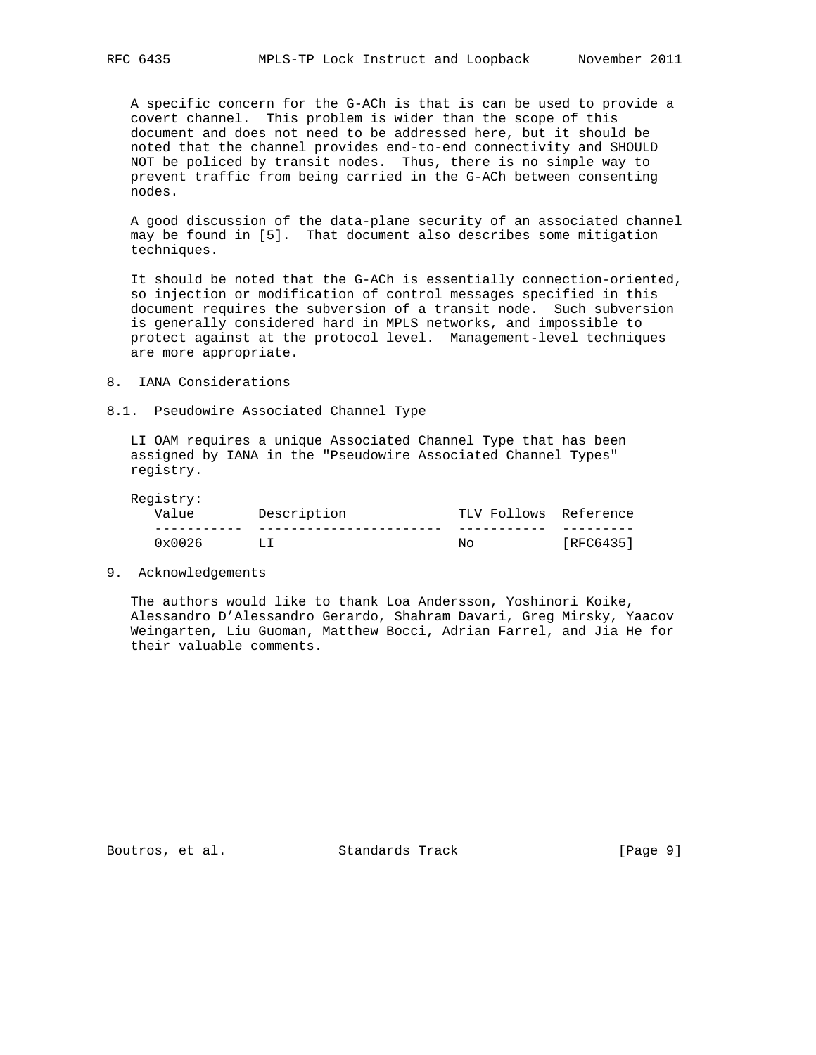A specific concern for the G-ACh is that is can be used to provide a covert channel. This problem is wider than the scope of this document and does not need to be addressed here, but it should be noted that the channel provides end-to-end connectivity and SHOULD NOT be policed by transit nodes. Thus, there is no simple way to prevent traffic from being carried in the G-ACh between consenting nodes.

A good discussion of the data-plane security of an associated channel may be found in [5]. That document also describes some mitigation techniques.

It should be noted that the G-ACh is essentially connection-oriented, so injection or modification of control messages specified in this document requires the subversion of a transit node. Such subversion is generally considered hard in MPLS networks, and impossible to protect against at the protocol level. Management-level techniques are more appropriate.

## 8. IANA Considerations

### 8.1. Pseudowire Associated Channel Type

LI OAM requires a unique Associated Channel Type that has been assigned by IANA in the "Pseudowire Associated Channel Types" registry.

Registry:

| Value | Description | TLV Follows | Reference |
|---|---|---|---|
| 0x0026 | LI | No | [RFC6435] |

## 9. Acknowledgements

The authors would like to thank Loa Andersson, Yoshinori Koike, Alessandro D'Alessandro Gerardo, Shahram Davari, Greg Mirsky, Yaacov Weingarten, Liu Guoman, Matthew Bocci, Adrian Farrel, and Jia He for their valuable comments.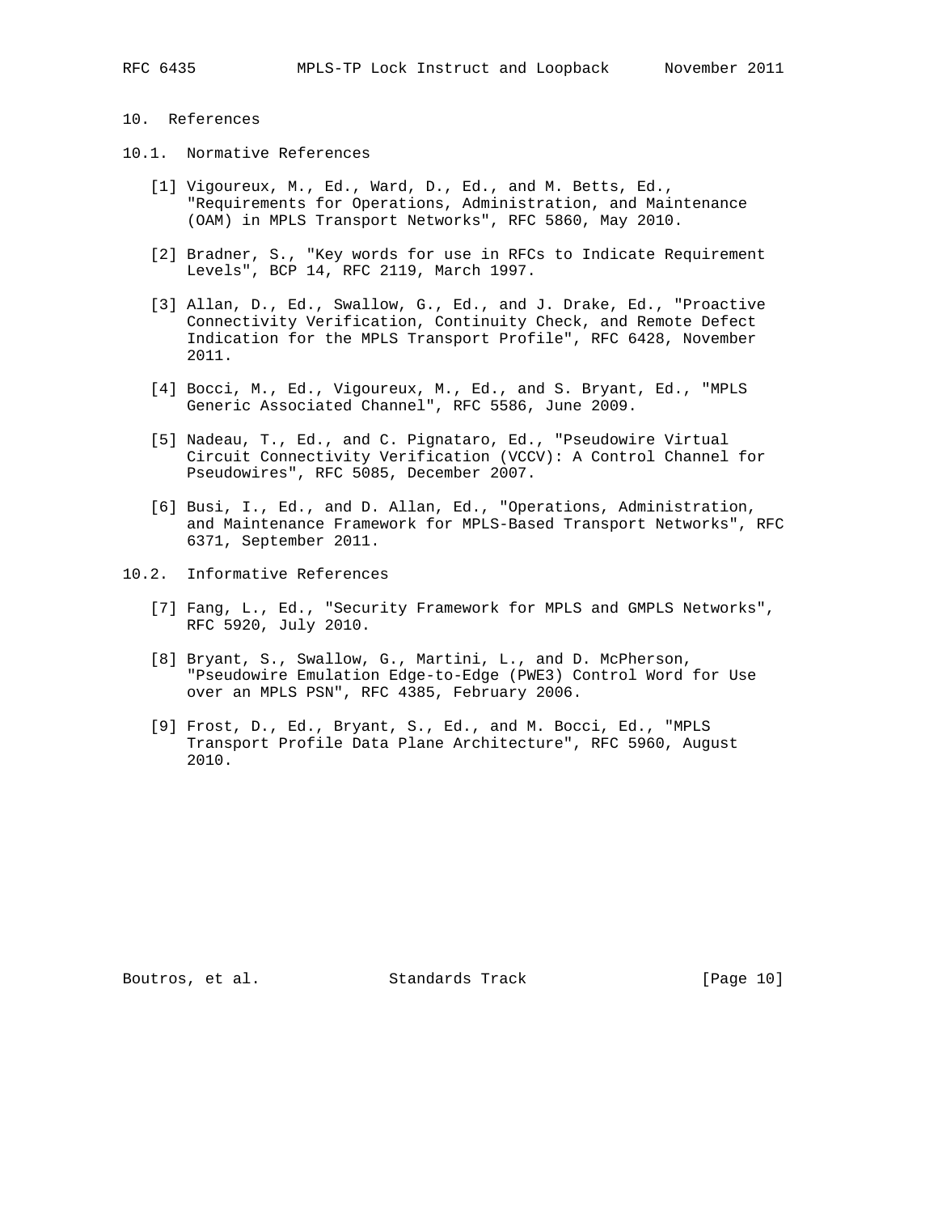# 10. References

## 10.1. Normative References

[1] Vigoureux, M., Ed., Ward, D., Ed., and M. Betts, Ed., "Requirements for Operations, Administration, and Maintenance (OAM) in MPLS Transport Networks", RFC 5860, May 2010.

[2] Bradner, S., "Key words for use in RFCs to Indicate Requirement Levels", BCP 14, RFC 2119, March 1997.

[3] Allan, D., Ed., Swallow, G., Ed., and J. Drake, Ed., "Proactive Connectivity Verification, Continuity Check, and Remote Defect Indication for the MPLS Transport Profile", RFC 6428, November 2011.

[4] Bocci, M., Ed., Vigoureux, M., Ed., and S. Bryant, Ed., "MPLS Generic Associated Channel", RFC 5586, June 2009.

[5] Nadeau, T., Ed., and C. Pignataro, Ed., "Pseudowire Virtual Circuit Connectivity Verification (VCCV): A Control Channel for Pseudowires", RFC 5085, December 2007.

[6] Busi, I., Ed., and D. Allan, Ed., "Operations, Administration, and Maintenance Framework for MPLS-Based Transport Networks", RFC 6371, September 2011.

## 10.2. Informative References

[7] Fang, L., Ed., "Security Framework for MPLS and GMPLS Networks", RFC 5920, July 2010.

[8] Bryant, S., Swallow, G., Martini, L., and D. McPherson, "Pseudowire Emulation Edge-to-Edge (PWE3) Control Word for Use over an MPLS PSN", RFC 4385, February 2006.

[9] Frost, D., Ed., Bryant, S., Ed., and M. Bocci, Ed., "MPLS Transport Profile Data Plane Architecture", RFC 5960, August 2010.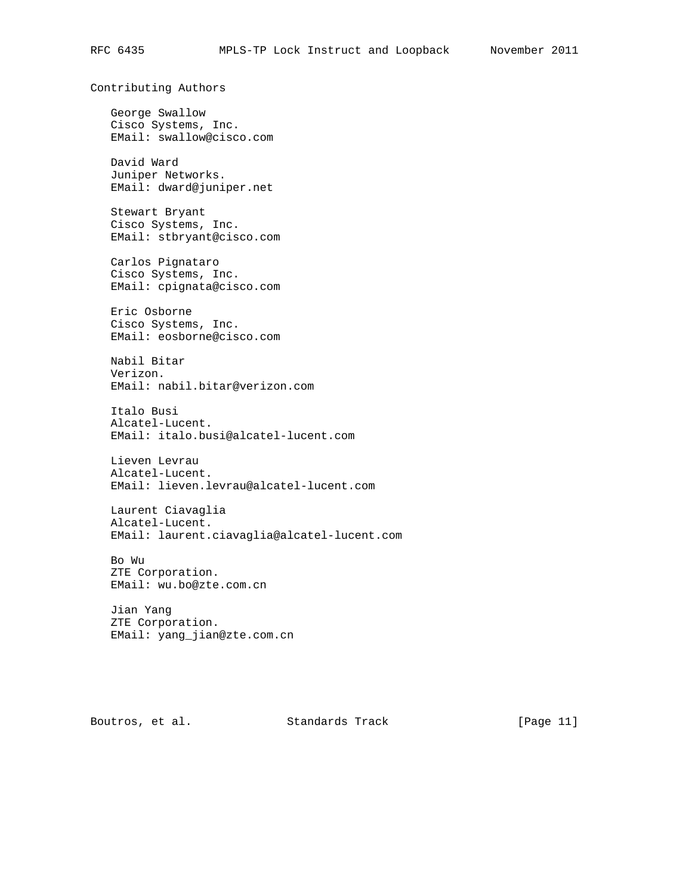## Contributing Authors

George Swallow
Cisco Systems, Inc.
EMail: swallow@cisco.com

David Ward
Juniper Networks.
EMail: dward@juniper.net

Stewart Bryant
Cisco Systems, Inc.
EMail: stbryant@cisco.com

Carlos Pignataro
Cisco Systems, Inc.
EMail: cpignata@cisco.com

Eric Osborne
Cisco Systems, Inc.
EMail: eosborne@cisco.com

Nabil Bitar
Verizon.
EMail: nabil.bitar@verizon.com

Italo Busi
Alcatel-Lucent.
EMail: italo.busi@alcatel-lucent.com

Lieven Levrau
Alcatel-Lucent.
EMail: lieven.levrau@alcatel-lucent.com

Laurent Ciavaglia
Alcatel-Lucent.
EMail: laurent.ciavaglia@alcatel-lucent.com

Bo Wu
ZTE Corporation.
EMail: wu.bo@zte.com.cn

Jian Yang
ZTE Corporation.
EMail: yang_jian@zte.com.cn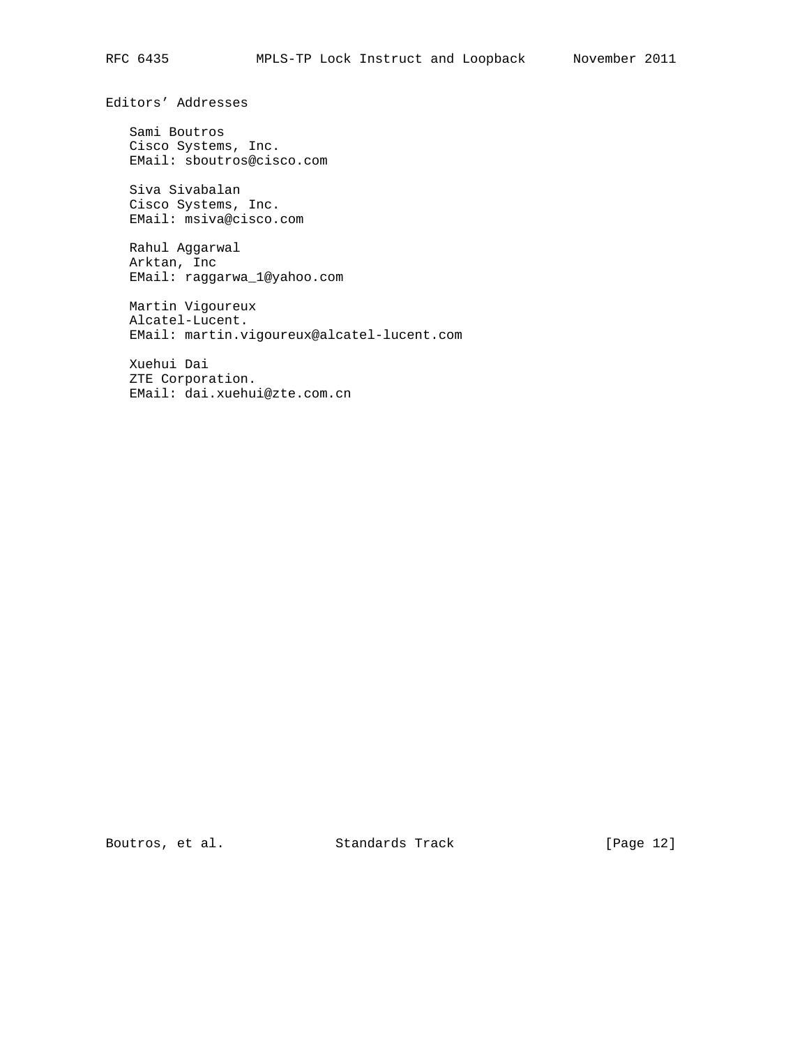## Editors' Addresses

Sami Boutros
Cisco Systems, Inc.
EMail: sboutros@cisco.com

Siva Sivabalan
Cisco Systems, Inc.
EMail: msiva@cisco.com

Rahul Aggarwal
Arktan, Inc
EMail: raggarwa_1@yahoo.com

Martin Vigoureux
Alcatel-Lucent.
EMail: martin.vigoureux@alcatel-lucent.com

Xuehui Dai
ZTE Corporation.
EMail: dai.xuehui@zte.com.cn